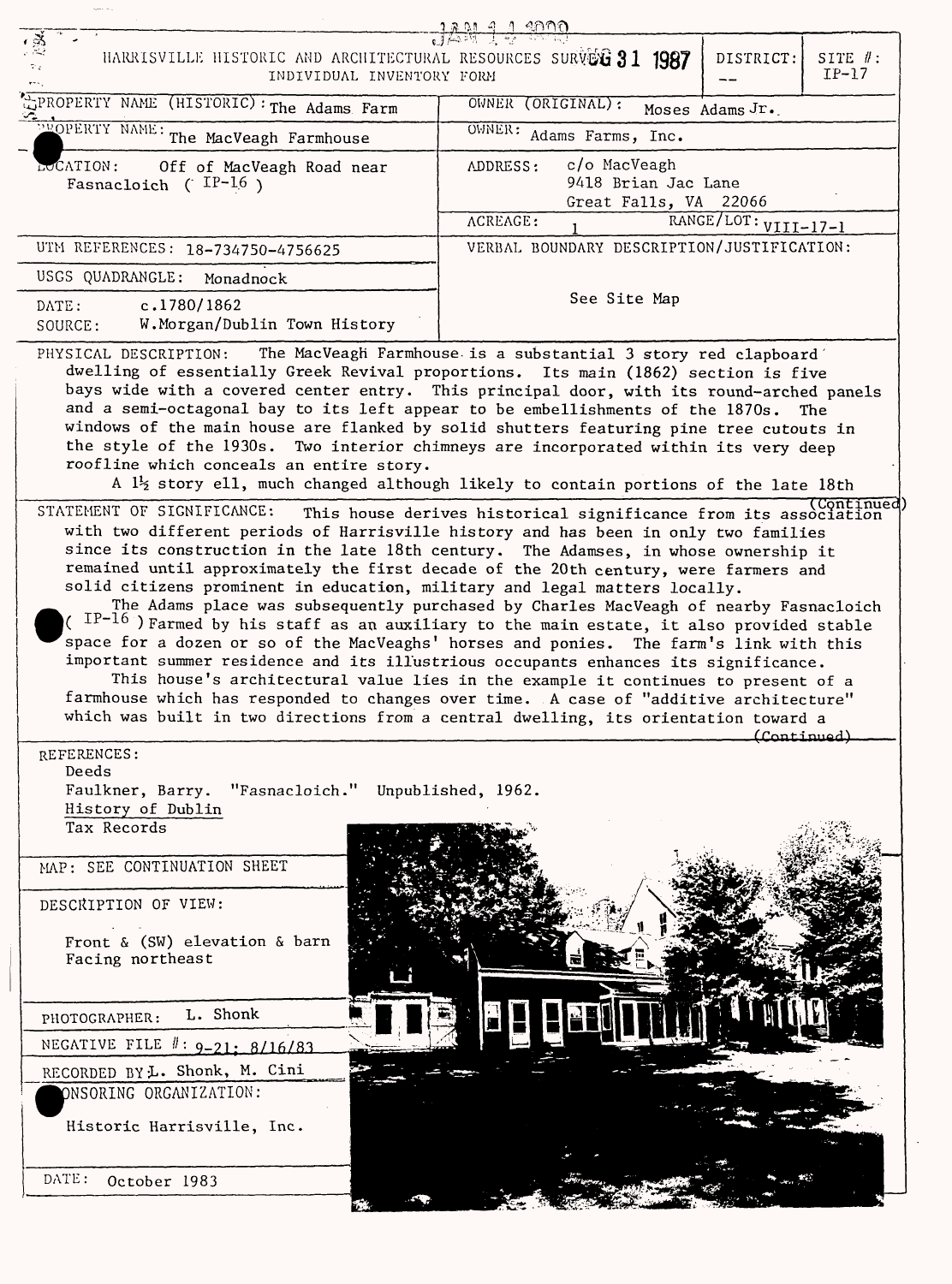JAN 14 2000

HARRISVILLE HISTORIC AND ARCHITECTURAL RESOURCES SURVEY AUG 31 1987
INDIVIDUAL INVENTORY FORM

| | | | |
|---|---|---|---|
| | | DISTRICT: -- | SITE #: IP-17 |

| | |
|---|---|
| PROPERTY NAME (HISTORIC): The Adams Farm | OWNER (ORIGINAL): Moses Adams Jr. |
| PROPERTY NAME: The MacVeagh Farmhouse | OWNER: Adams Farms, Inc. |
| LOCATION: Off of MacVeagh Road near Fasnacloich ( IP-16 ) | ADDRESS: c/o MacVeagh<br>9418 Brian Jac Lane<br>Great Falls, VA 22066 |
| | ACREAGE: 1 RANGE/LOT: VIII-17-1 |
| UTM REFERENCES: 18-734750-4756625 | VERBAL BOUNDARY DESCRIPTION/JUSTIFICATION: |
| USGS QUADRANGLE: Monadnock | See Site Map |
| DATE: c.1780/1862<br>SOURCE: W.Morgan/Dublin Town History | |

PHYSICAL DESCRIPTION: The MacVeagh Farmhouse is a substantial 3 story red clapboard dwelling of essentially Greek Revival proportions. Its main (1862) section is five bays wide with a covered center entry. This principal door, with its round-arched panels and a semi-octagonal bay to its left appear to be embellishments of the 1870s. The windows of the main house are flanked by solid shutters featuring pine tree cutouts in the style of the 1930s. Two interior chimneys are incorporated within its very deep roofline which conceals an entire story.

A 1½ story ell, much changed although likely to contain portions of the late 18th (Continued)

STATEMENT OF SIGNIFICANCE: This house derives historical significance from its association with two different periods of Harrisville history and has been in only two families since its construction in the late 18th century. The Adamses, in whose ownership it remained until approximately the first decade of the 20th century, were farmers and solid citizens prominent in education, military and legal matters locally.

The Adams place was subsequently purchased by Charles MacVeagh of nearby Fasnacloich ( IP-16 ) Farmed by his staff as an auxiliary to the main estate, it also provided stable space for a dozen or so of the MacVeaghs' horses and ponies. The farm's link with this important summer residence and its illustrious occupants enhances its significance.

This house's architectural value lies in the example it continues to present of a farmhouse which has responded to changes over time. A case of "additive architecture" which was built in two directions from a central dwelling, its orientation toward a (Continued)

REFERENCES:
Deeds
Faulkner, Barry. "Fasnacloich." Unpublished, 1962.
History of Dublin
Tax Records

MAP: SEE CONTINUATION SHEET

DESCRIPTION OF VIEW:

Front & (SW) elevation & barn
Facing northeast

PHOTOGRAPHER: L. Shonk

NEGATIVE FILE #: 9-21; 8/16/83

RECORDED BY: L. Shonk, M. Cini

SPONSORING ORGANIZATION:

Historic Harrisville, Inc.

DATE: October 1983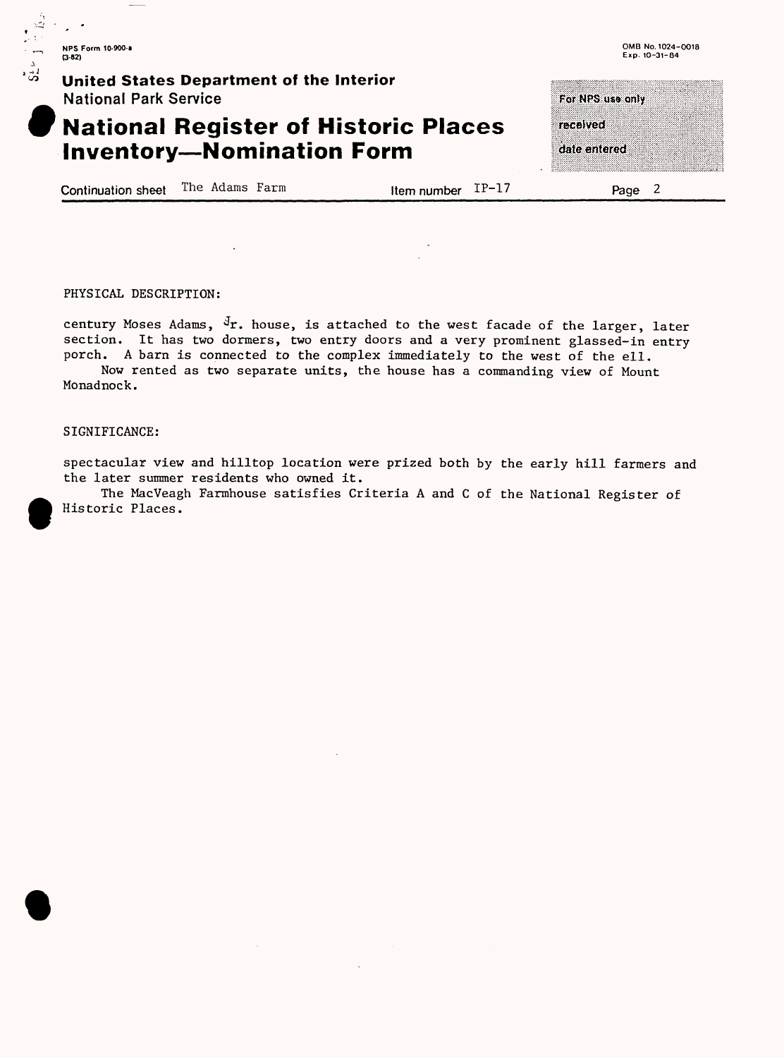Continuation sheet The Adams Farm | Item number IP-17 | Page 2

PHYSICAL DESCRIPTION:

century Moses Adams, Jr. house, is attached to the west facade of the larger, later section. It has two dormers, two entry doors and a very prominent glassed-in entry porch. A barn is connected to the complex immediately to the west of the ell.

Now rented as two separate units, the house has a commanding view of Mount Monadnock.

SIGNIFICANCE:

spectacular view and hilltop location were prized both by the early hill farmers and the later summer residents who owned it.

The MacVeagh Farmhouse satisfies Criteria A and C of the National Register of Historic Places.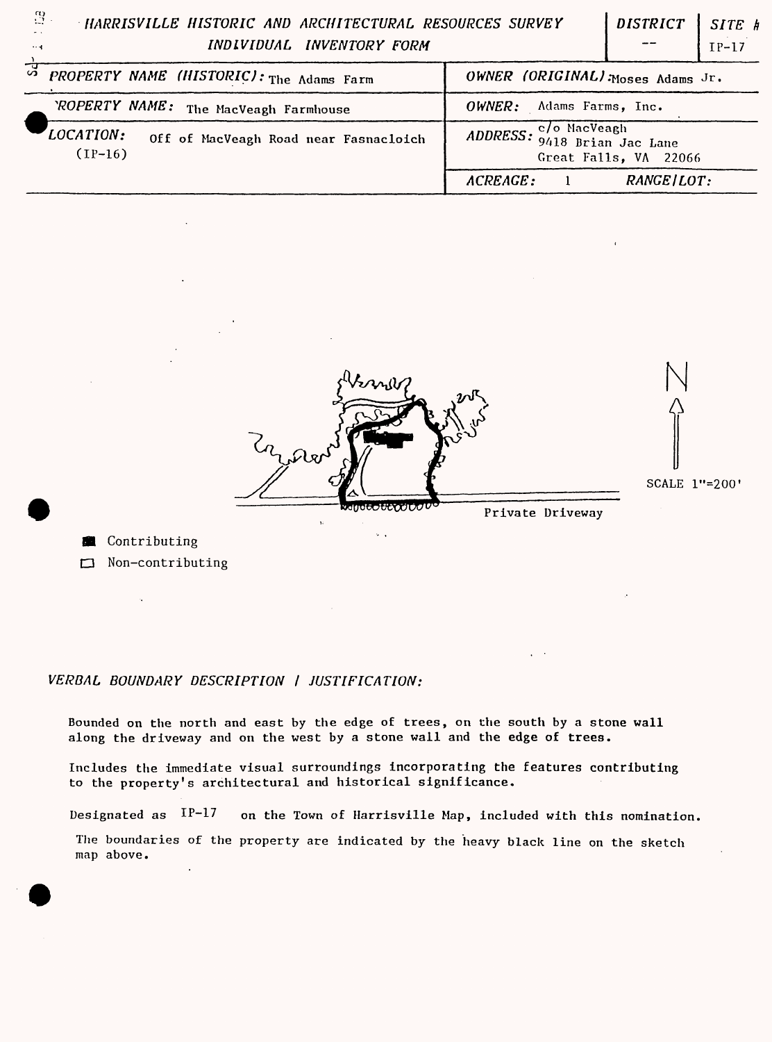# HARRISVILLE HISTORIC AND ARCHITECTURAL RESOURCES SURVEY
## INDIVIDUAL INVENTORY FORM

| | | DISTRICT | SITE # |
|---|---|---|---|
| | | -- | IP-17 |

| | |
|---|---|
| PROPERTY NAME (HISTORIC): The Adams Farm | OWNER (ORIGINAL): Moses Adams Jr. |
| PROPERTY NAME: The MacVeagh Farmhouse | OWNER: Adams Farms, Inc. |
| LOCATION: Off of MacVeagh Road near Fasnacloich (IP-16) | ADDRESS: c/o MacVeagh 9418 Brian Jac Lane Great Falls, VA 22066 |
| | ACREAGE: 1 RANGE/LOT: |

N

SCALE 1"=200'

Private Driveway

■ Contributing

□ Non-contributing

*VERBAL BOUNDARY DESCRIPTION / JUSTIFICATION:*

Bounded on the north and east by the edge of trees, on the south by a stone wall along the driveway and on the west by a stone wall and the edge of trees.

Includes the immediate visual surroundings incorporating the features contributing to the property's architectural and historical significance.

Designated as IP-17 on the Town of Harrisville Map, included with this nomination.

The boundaries of the property are indicated by the heavy black line on the sketch map above.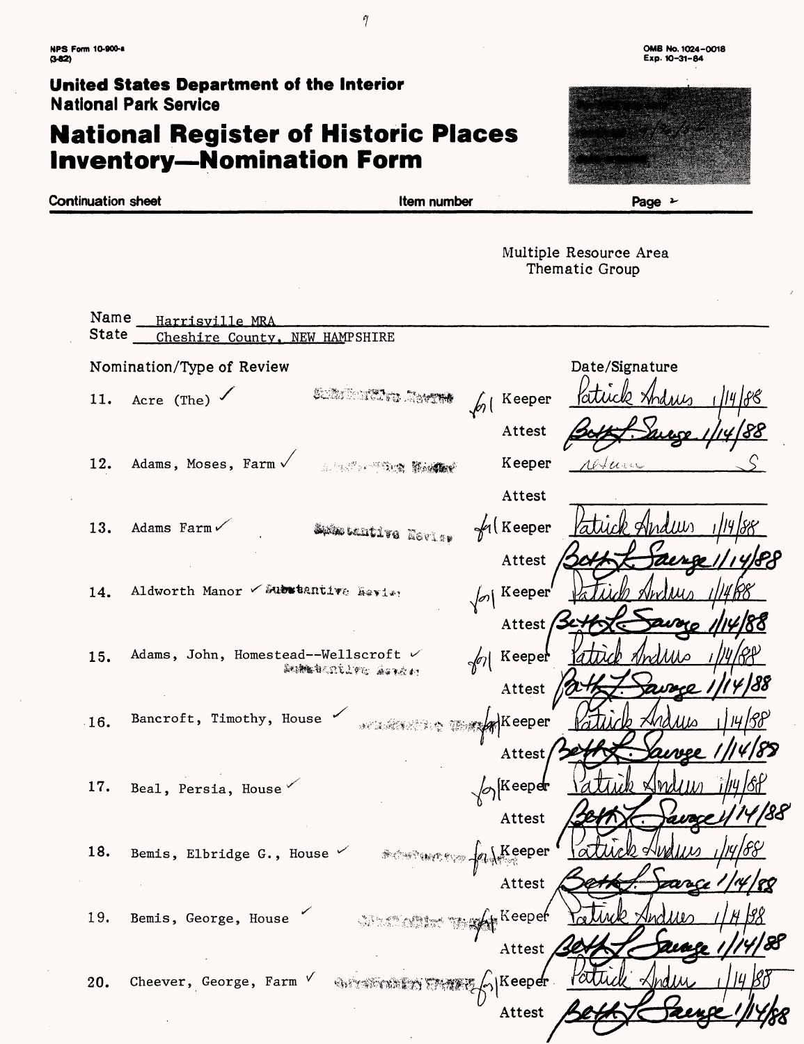NPS Form 10-900-a
(3-82)

OMB No. 1024-0018
Exp. 10-31-84

**United States Department of the Interior**
**National Park Service**

# National Register of Historic Places Inventory—Nomination Form

**Continuation sheet** **Item number** **Page**

Multiple Resource Area
Thematic Group

Name Harrisville MRA
State Cheshire County, NEW HAMPSHIRE

| Nomination/Type of Review | | | Date/Signature |
|---|---|---|---|
| 11. Acre (The) ✓ | Substantive Review | Keeper | Patrick Andrus 1/14/88 |
| | | Attest | Beth L. Savage 1/14/88 |
| 12. Adams, Moses, Farm ✓ | Substantive Review | Keeper | return S |
| | | Attest | |
| 13. Adams Farm ✓ | Substantive Review | Keeper | Patrick Andrus 1/14/88 |
| | | Attest | Beth L. Savage 1/14/88 |
| 14. Aldworth Manor ✓ | Substantive Review | Keeper | Patrick Andrus 1/14/88 |
| | | Attest | Beth L. Savage 1/14/88 |
| 15. Adams, John, Homestead--Wellscroft ✓ | Substantive Review | Keeper | Patrick Andrus 1/14/88 |
| | | Attest | Beth L. Savage 1/14/88 |
| 16. Bancroft, Timothy, House ✓ | Substantive Review | Keeper | Patrick Andrus 1/14/88 |
| | | Attest | Beth L. Savage 1/14/88 |
| 17. Beal, Persia, House ✓ | | Keeper | Patrick Andrus 1/14/88 |
| | | Attest | Beth L. Savage 1/14/88 |
| 18. Bemis, Elbridge G., House ✓ | Substantive Review | Keeper | Patrick Andrus 1/14/88 |
| | | Attest | Beth L. Savage 1/14/88 |
| 19. Bemis, George, House ✓ | Substantive Review | Keeper | Patrick Andrus 1/14/88 |
| | | Attest | Beth L. Savage 1/14/88 |
| 20. Cheever, George, Farm ✓ | Substantive Review | Keeper | Patrick Andrus 1/14/88 |
| | | Attest | Beth L. Savage 1/14/88 |